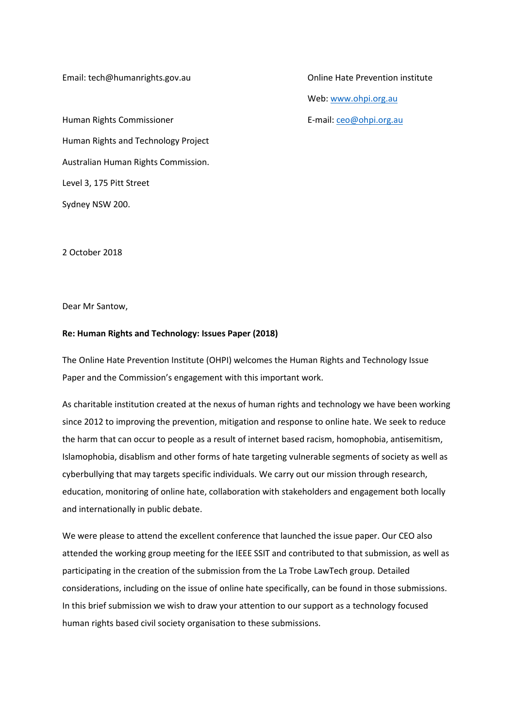Email: tech@humanrights.gov.au

Online Hate Prevention institute

Web: [www.ohpi.org.au](http://www.ohpi.org.au)

E-mail: [ceo@ohpi.org.au](mailto:ceo@ohpi.org.au)

Human Rights Commissioner

Human Rights and Technology Project

Australian Human Rights Commission.

Level 3, 175 Pitt Street

Sydney NSW 200.

2 October 2018

Dear Mr Santow,

**Re: Human Rights and Technology: Issues Paper (2018)**

The Online Hate Prevention Institute (OHPI) welcomes the Human Rights and Technology Issue Paper and the Commission's engagement with this important work.

As charitable institution created at the nexus of human rights and technology we have been working since 2012 to improving the prevention, mitigation and response to online hate. We seek to reduce the harm that can occur to people as a result of internet based racism, homophobia, antisemitism, Islamophobia, disablism and other forms of hate targeting vulnerable segments of society as well as cyberbullying that may targets specific individuals. We carry out our mission through research, education, monitoring of online hate, collaboration with stakeholders and engagement both locally and internationally in public debate.

We were please to attend the excellent conference that launched the issue paper. Our CEO also attended the working group meeting for the IEEE SSIT and contributed to that submission, as well as participating in the creation of the submission from the La Trobe LawTech group. Detailed considerations, including on the issue of online hate specifically, can be found in those submissions. In this brief submission we wish to draw your attention to our support as a technology focused human rights based civil society organisation to these submissions.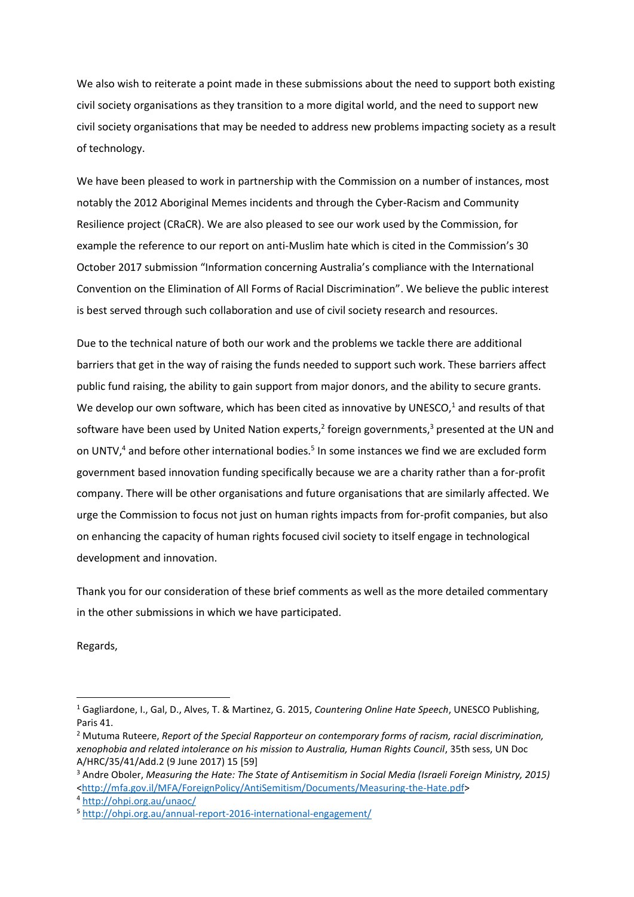We also wish to reiterate a point made in these submissions about the need to support both existing civil society organisations as they transition to a more digital world, and the need to support new civil society organisations that may be needed to address new problems impacting society as a result of technology.

We have been pleased to work in partnership with the Commission on a number of instances, most notably the 2012 Aboriginal Memes incidents and through the Cyber-Racism and Community Resilience project (CRaCR). We are also pleased to see our work used by the Commission, for example the reference to our report on anti-Muslim hate which is cited in the Commission's 30 October 2017 submission "Information concerning Australia's compliance with the International Convention on the Elimination of All Forms of Racial Discrimination". We believe the public interest is best served through such collaboration and use of civil society research and resources.

Due to the technical nature of both our work and the problems we tackle there are additional barriers that get in the way of raising the funds needed to support such work. These barriers affect public fund raising, the ability to gain support from major donors, and the ability to secure grants. We develop our own software, which has been cited as innovative by UNESCO,[1] and results of that software have been used by United Nation experts,[2] foreign governments,[3] presented at the UN and on UNTV,[4] and before other international bodies.[5] In some instances we find we are excluded form government based innovation funding specifically because we are a charity rather than a for-profit company. There will be other organisations and future organisations that are similarly affected. We urge the Commission to focus not just on human rights impacts from for-profit companies, but also on enhancing the capacity of human rights focused civil society to itself engage in technological development and innovation.

Thank you for our consideration of these brief comments as well as the more detailed commentary in the other submissions in which we have participated.

Regards,

---

[1] Gagliardone, I., Gal, D., Alves, T. & Martinez, G. 2015, *Countering Online Hate Speech*, UNESCO Publishing, Paris 41.

[2] Mutuma Ruteere, *Report of the Special Rapporteur on contemporary forms of racism, racial discrimination, xenophobia and related intolerance on his mission to Australia, Human Rights Council*, 35th sess, UN Doc A/HRC/35/41/Add.2 (9 June 2017) 15 [59]

[3] Andre Oboler, *Measuring the Hate: The State of Antisemitism in Social Media (Israeli Foreign Ministry, 2015)* <http://mfa.gov.il/MFA/ForeignPolicy/AntiSemitism/Documents/Measuring-the-Hate.pdf>

[4] http://ohpi.org.au/unaoc/

[5] http://ohpi.org.au/annual-report-2016-international-engagement/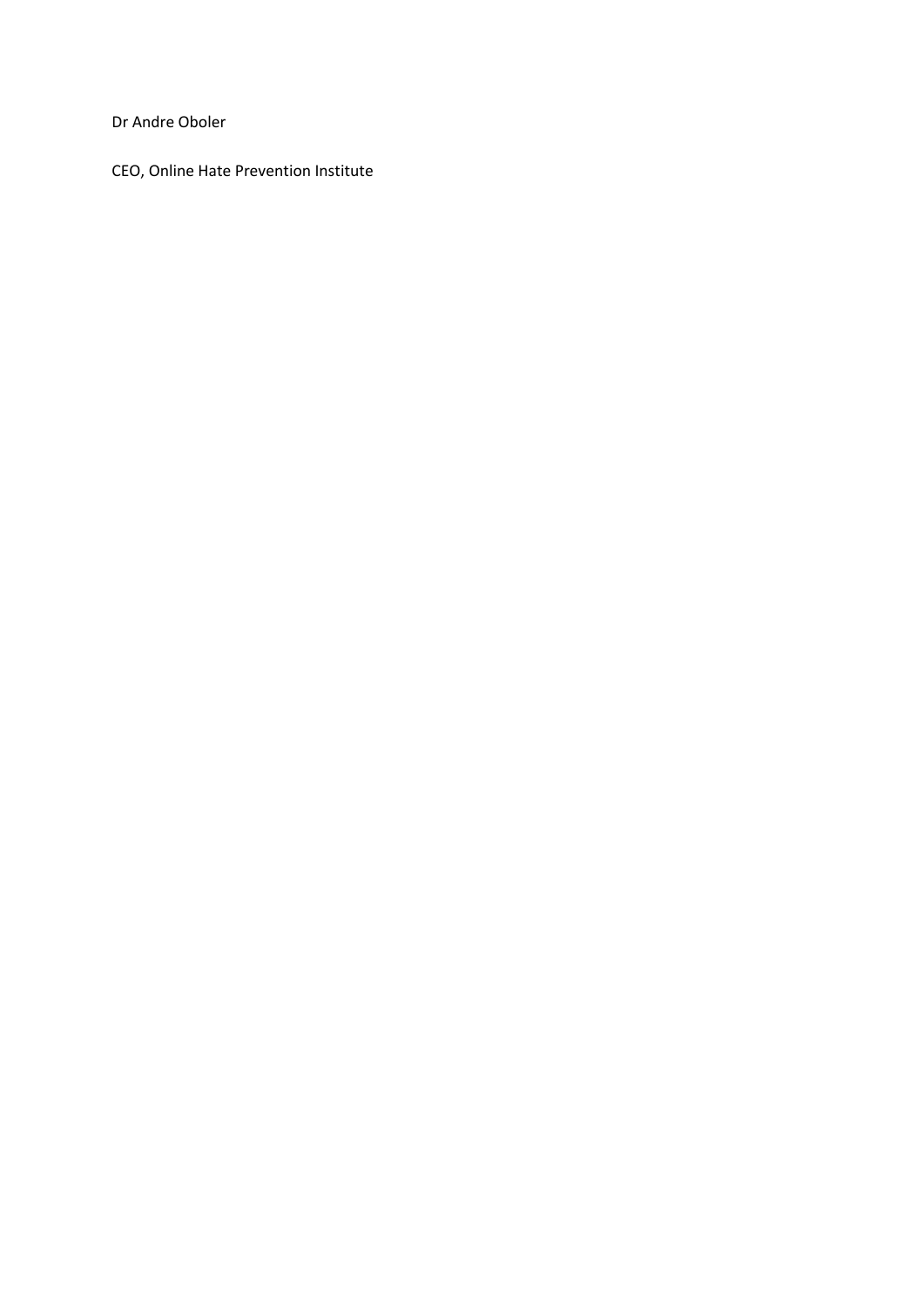Dr Andre Oboler

CEO, Online Hate Prevention Institute